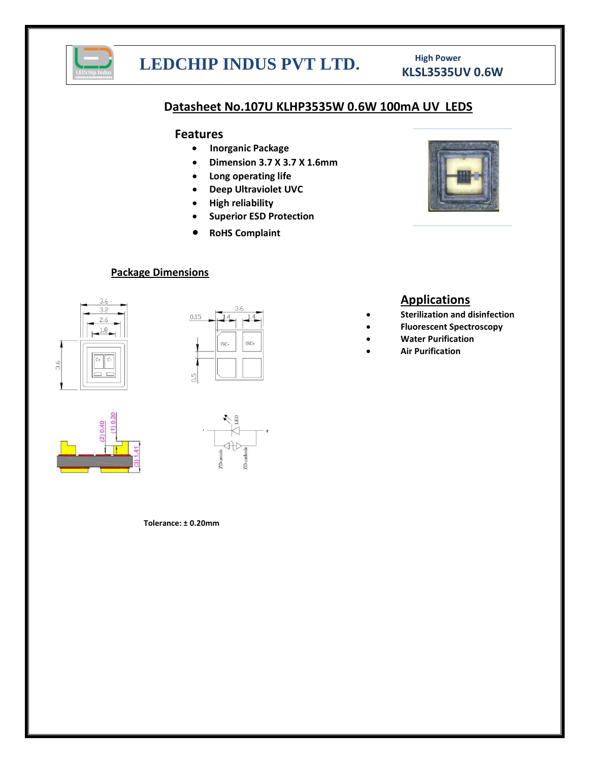# LEDCHIP INDUS PVT LTD.

High Power
**KLSL3535UV 0.6W**

## Datasheet No.107U KLHP3535W 0.6W 100mA UV LEDS

### Features

- **Inorganic Package**
- **Dimension 3.7 X 3.7 X 1.6mm**
- **Long operating life**
- **Deep Ultraviolet UVC**
- **High reliability**
- **Superior ESD Protection**
- **RoHS Complaint**

### Package Dimensions

### Applications

- **Sterilization and disinfection**
- **Fluorescent Spectroscopy**
- **Water Purification**
- **Air Purification**

**Tolerance: ± 0.20mm**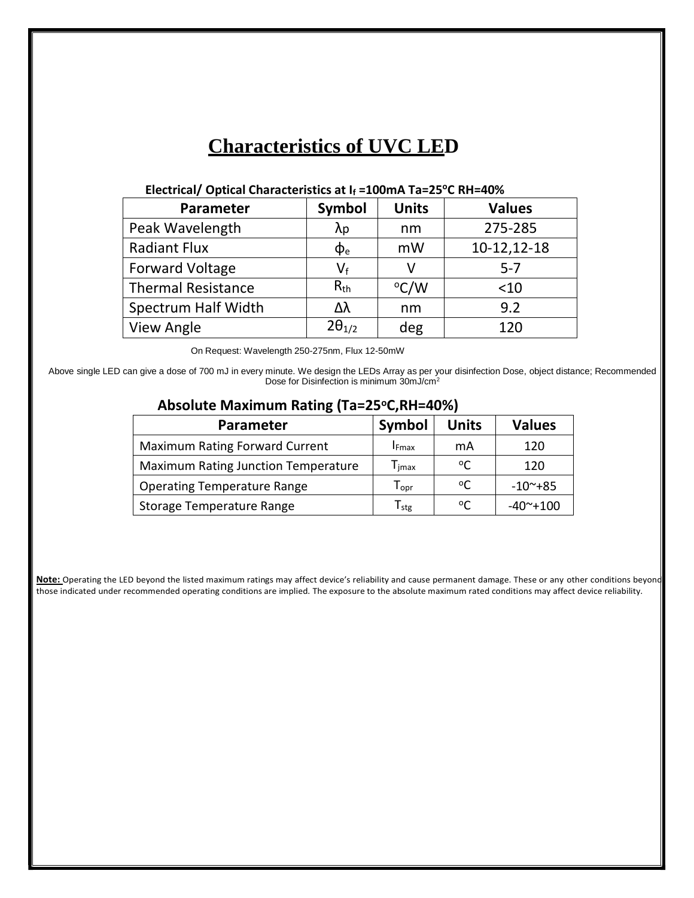# Characteristics of UVC LED

**Electrical/ Optical Characteristics at $I_f$ =100mA Ta=25°C RH=40%**

| Parameter | Symbol | Units | Values |
|---|---|---|---|
| Peak Wavelength | $\lambda_p$ | nm | 275-285 |
| Radiant Flux | $\phi_e$ | mW | 10-12,12-18 |
| Forward Voltage | $V_f$ | V | 5-7 |
| Thermal Resistance | $R_{th}$ | °C/W | <10 |
| Spectrum Half Width | $\Delta\lambda$ | nm | 9.2 |
| View Angle | $2\theta_{1/2}$ | deg | 120 |

On Request: Wavelength 250-275nm, Flux 12-50mW

Above single LED can give a dose of 700 mJ in every minute. We design the LEDs Array as per your disinfection Dose, object distance; Recommended Dose for Disinfection is minimum 30mJ/cm$^2$

## Absolute Maximum Rating (Ta=25°C,RH=40%)

| Parameter | Symbol | Units | Values |
|---|---|---|---|
| Maximum Rating Forward Current | $I_{Fmax}$ | mA | 120 |
| Maximum Rating Junction Temperature | $T_{jmax}$ | °C | 120 |
| Operating Temperature Range | $T_{opr}$ | °C | -10~+85 |
| Storage Temperature Range | $T_{stg}$ | °C | -40~+100 |

**Note:** Operating the LED beyond the listed maximum ratings may affect device's reliability and cause permanent damage. These or any other conditions beyond those indicated under recommended operating conditions are implied. The exposure to the absolute maximum rated conditions may affect device reliability.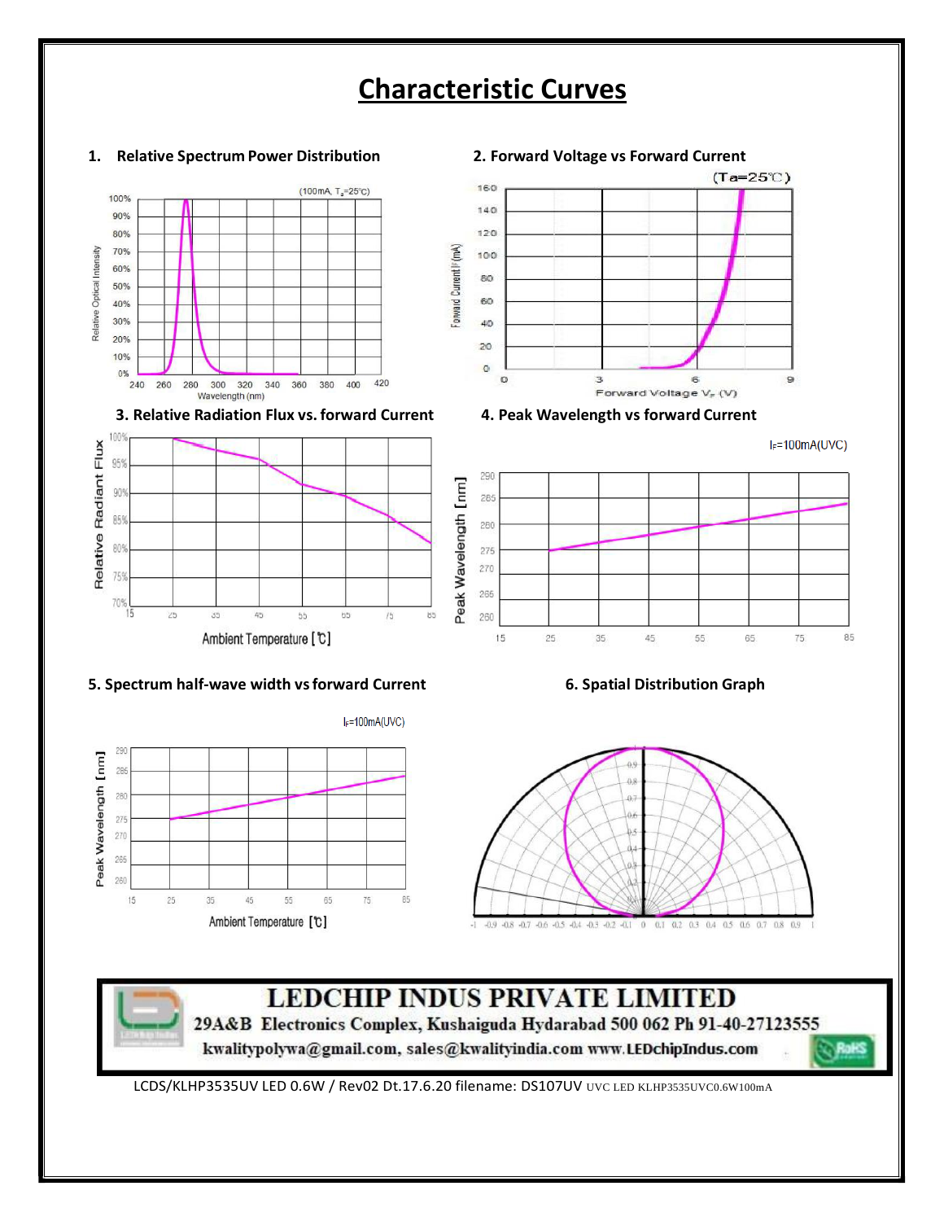# Characteristic Curves

## 1. Relative Spectrum Power Distribution

(100mA, $T_a$=25°C)

Relative Optical Intensity

100%
90%
80%
70%
60%
50%
40%
30%
20%
10%
0%

240 260 280 300 320 340 360 380 400 420

Wavelength (nm)

## 2. Forward Voltage vs Forward Current

(Ta=25℃)

Forward Current IF (mA)

160
140
120
100
80
60
40
20
0

0 3 6 9

Forward Voltage $V_F$ (V)

## 3. Relative Radiation Flux vs. forward Current

Relative Radiant Flux

100%
95%
90%
85%
80%
75%
70%

15 25 35 45 55 65 75 85

Ambient Temperature [℃]

## 4. Peak Wavelength vs forward Current

$I_F$=100mA(UVC)

Peak Wavelength [nm]

290
285
280
275
270
265
260

15 25 35 45 55 65 75 85

## 5. Spectrum half-wave width vs forward Current

$I_F$=100mA(UVC)

Peak Wavelength [nm]

290
285
280
275
270
265
260

15 25 35 45 55 65 75 85

Ambient Temperature [℃]

## 6. Spatial Distribution Graph

0.9
0.8
0.7
0.6
0.5
0.4
0.3
0.2
0.1

-1 -0.9 -0.8 -0.7 -0.6 -0.5 -0.4 -0.3 -0.2 -0.1 0 0.1 0.2 0.3 0.4 0.5 0.6 0.7 0.8 0.9 1

**LEDCHIP INDUS PRIVATE LIMITED**

29A&B Electronics Complex, Kushaiguda Hydarabad 500 062 Ph 91-40-27123555

kwalitypolywa@gmail.com, sales@kwalityindia.com www.LEDchipIndus.com

LCDS/KLHP3535UV LED 0.6W / Rev02 Dt.17.6.20 filename: DS107UV UVC LED KLHP3535UVC0.6W100mA